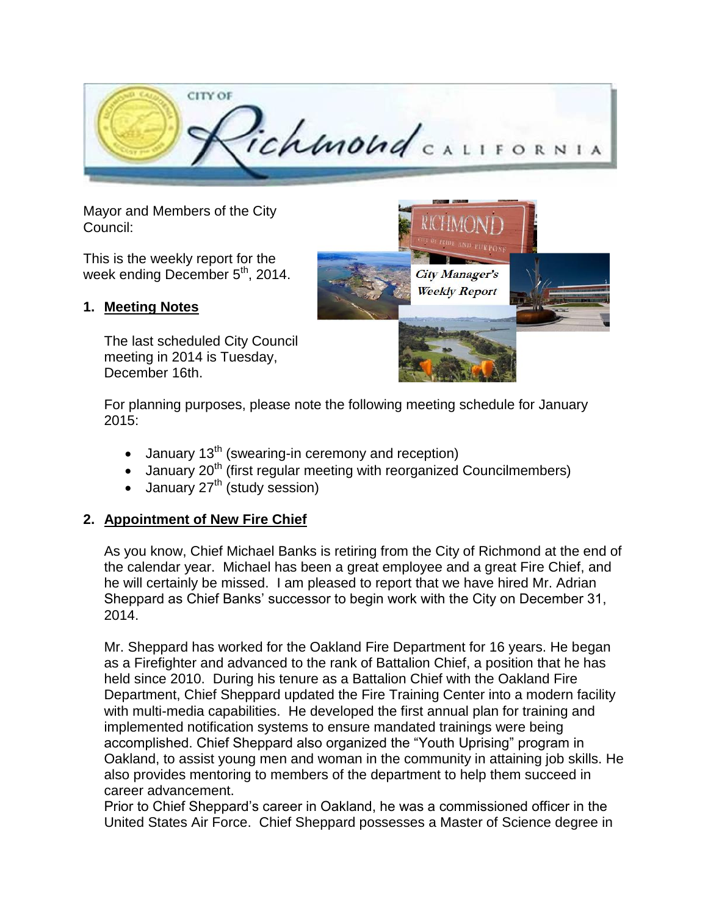Mayor and Members of the City Council:

This is the weekly report for the week ending December 5th, 2014.

## 1. Meeting Notes

The last scheduled City Council meeting in 2014 is Tuesday, December 16th.

For planning purposes, please note the following meeting schedule for January 2015:

- January 13th (swearing-in ceremony and reception)
- January 20th (first regular meeting with reorganized Councilmembers)
- January 27th (study session)

## 2. Appointment of New Fire Chief

As you know, Chief Michael Banks is retiring from the City of Richmond at the end of the calendar year. Michael has been a great employee and a great Fire Chief, and he will certainly be missed. I am pleased to report that we have hired Mr. Adrian Sheppard as Chief Banks' successor to begin work with the City on December 31, 2014.

Mr. Sheppard has worked for the Oakland Fire Department for 16 years. He began as a Firefighter and advanced to the rank of Battalion Chief, a position that he has held since 2010. During his tenure as a Battalion Chief with the Oakland Fire Department, Chief Sheppard updated the Fire Training Center into a modern facility with multi-media capabilities. He developed the first annual plan for training and implemented notification systems to ensure mandated trainings were being accomplished. Chief Sheppard also organized the "Youth Uprising" program in Oakland, to assist young men and woman in the community in attaining job skills. He also provides mentoring to members of the department to help them succeed in career advancement.

Prior to Chief Sheppard's career in Oakland, he was a commissioned officer in the United States Air Force. Chief Sheppard possesses a Master of Science degree in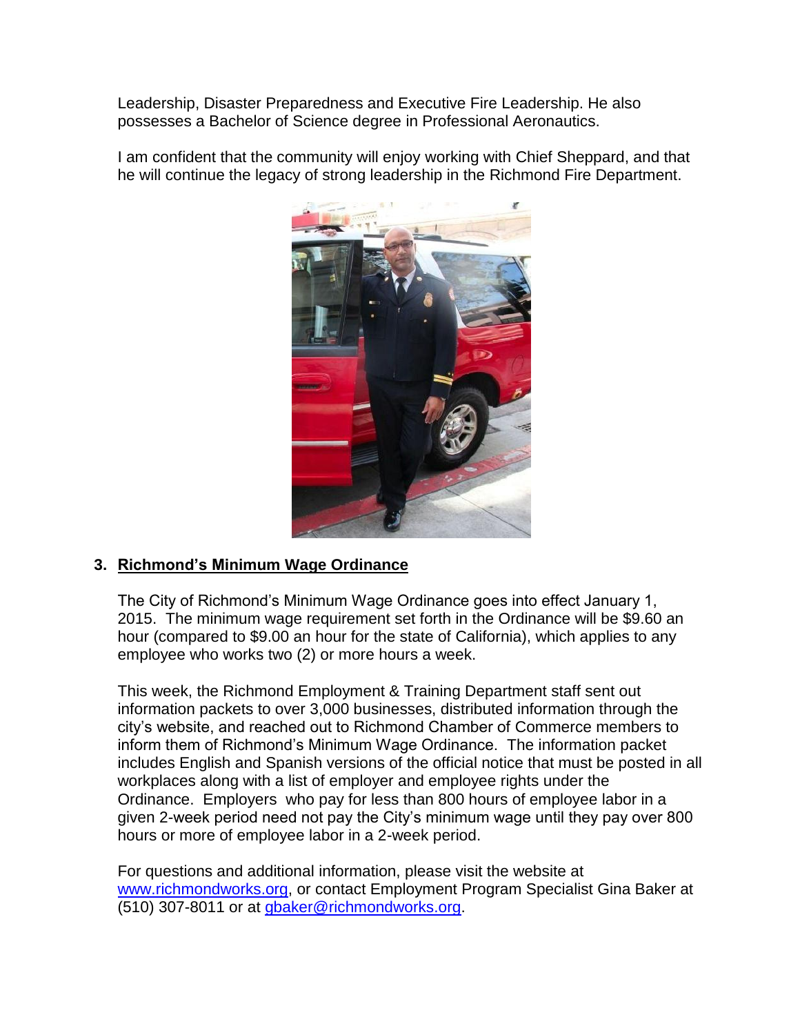Leadership, Disaster Preparedness and Executive Fire Leadership. He also possesses a Bachelor of Science degree in Professional Aeronautics.

I am confident that the community will enjoy working with Chief Sheppard, and that he will continue the legacy of strong leadership in the Richmond Fire Department.

## 3. Richmond's Minimum Wage Ordinance

The City of Richmond's Minimum Wage Ordinance goes into effect January 1, 2015. The minimum wage requirement set forth in the Ordinance will be $9.60 an hour (compared to $9.00 an hour for the state of California), which applies to any employee who works two (2) or more hours a week.

This week, the Richmond Employment & Training Department staff sent out information packets to over 3,000 businesses, distributed information through the city's website, and reached out to Richmond Chamber of Commerce members to inform them of Richmond's Minimum Wage Ordinance. The information packet includes English and Spanish versions of the official notice that must be posted in all workplaces along with a list of employer and employee rights under the Ordinance. Employers who pay for less than 800 hours of employee labor in a given 2-week period need not pay the City's minimum wage until they pay over 800 hours or more of employee labor in a 2-week period.

For questions and additional information, please visit the website at [www.richmondworks.org](http://www.richmondworks.org), or contact Employment Program Specialist Gina Baker at (510) 307-8011 or at [gbaker@richmondworks.org](mailto:gbaker@richmondworks.org).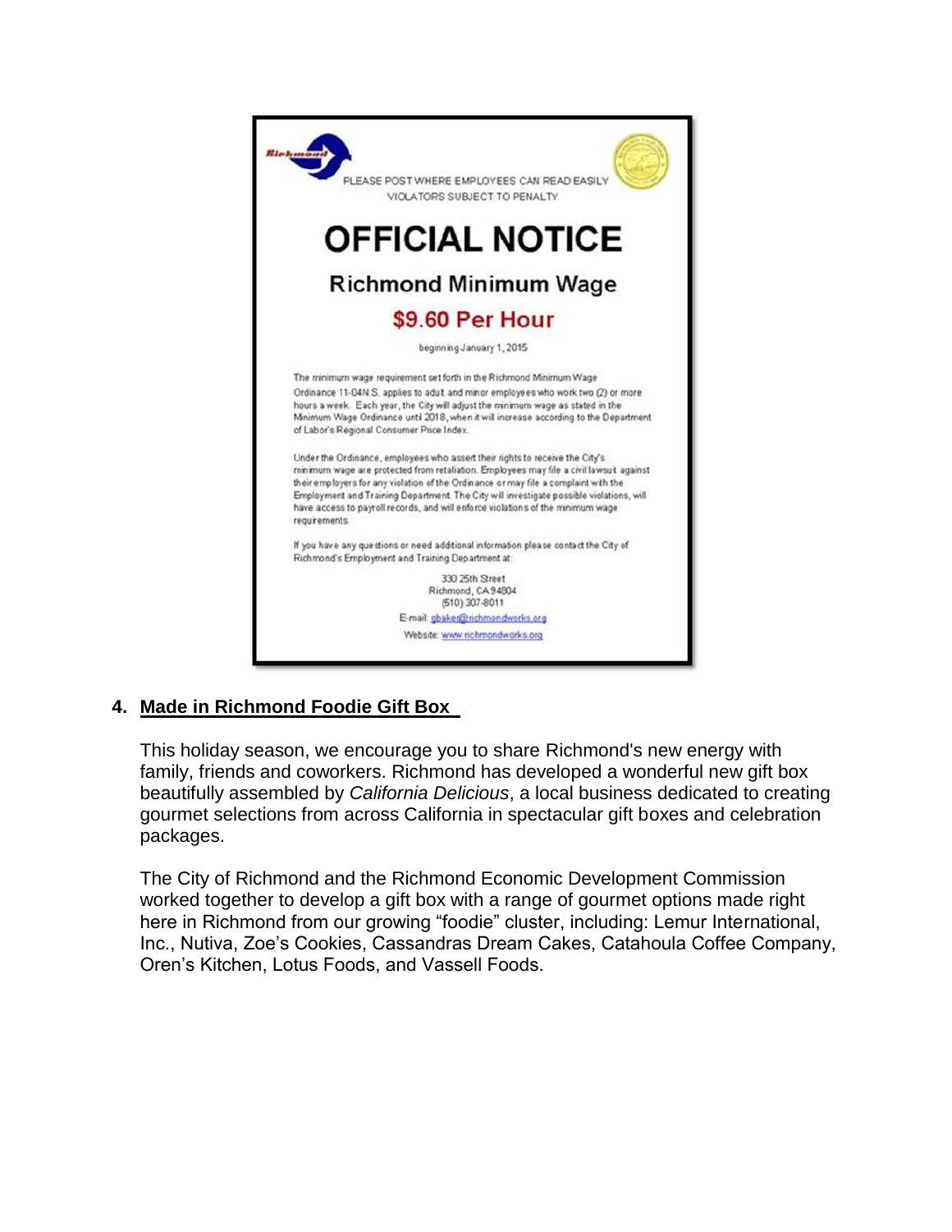PLEASE POST WHERE EMPLOYEES CAN READ EASILY
VIOLATORS SUBJECT TO PENALTY

# OFFICIAL NOTICE

## Richmond Minimum Wage

## $9.60 Per Hour

beginning January 1, 2015

The minimum wage requirement set forth in the Richmond Minimum Wage Ordinance 11-04N.S. applies to adult and minor employees who work two (2) or more hours a week. Each year, the City will adjust the minimum wage as stated in the Minimum Wage Ordinance until 2018, when it will increase according to the Department of Labor's Regional Consumer Price Index.

Under the Ordinance, employees who assert their rights to receive the City's minimum wage are protected from retaliation. Employees may file a civil lawsuit against their employers for any violation of the Ordinance or may file a complaint with the Employment and Training Department. The City will investigate possible violations, will have access to payroll records, and will enforce violations of the minimum wage requirements.

If you have any questions or need additional information please contact the City of Richmond's Employment and Training Department at:

330 25th Street
Richmond, CA 94804
(510) 307-8011
E-mail: gbaker@richmondworks.org
Website: www.richmondworks.org

4. **Made in Richmond Foodie Gift Box**

This holiday season, we encourage you to share Richmond's new energy with family, friends and coworkers. Richmond has developed a wonderful new gift box beautifully assembled by *California Delicious*, a local business dedicated to creating gourmet selections from across California in spectacular gift boxes and celebration packages.

The City of Richmond and the Richmond Economic Development Commission worked together to develop a gift box with a range of gourmet options made right here in Richmond from our growing "foodie" cluster, including: Lemur International, Inc., Nutiva, Zoe's Cookies, Cassandras Dream Cakes, Catahoula Coffee Company, Oren's Kitchen, Lotus Foods, and Vassell Foods.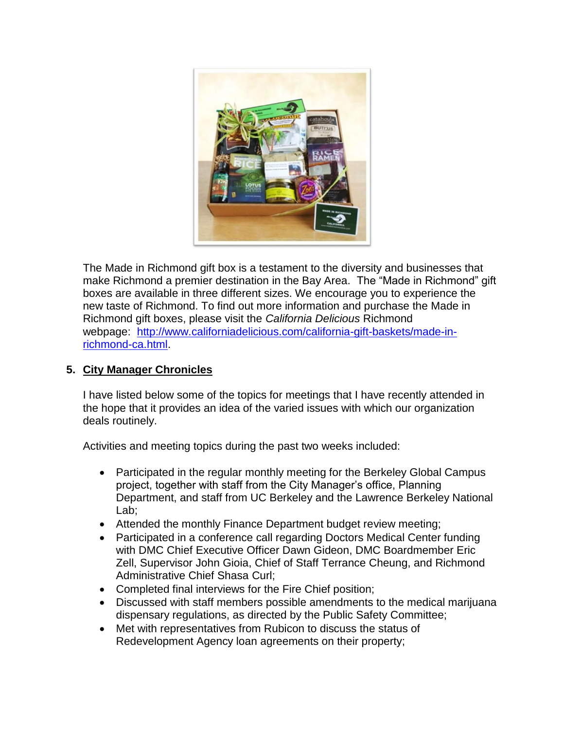The Made in Richmond gift box is a testament to the diversity and businesses that make Richmond a premier destination in the Bay Area. The "Made in Richmond" gift boxes are available in three different sizes. We encourage you to experience the new taste of Richmond. To find out more information and purchase the Made in Richmond gift boxes, please visit the *California Delicious* Richmond webpage: http://www.californiadelicious.com/california-gift-baskets/made-in-richmond-ca.html.

## 5. City Manager Chronicles

I have listed below some of the topics for meetings that I have recently attended in the hope that it provides an idea of the varied issues with which our organization deals routinely.

Activities and meeting topics during the past two weeks included:

- Participated in the regular monthly meeting for the Berkeley Global Campus project, together with staff from the City Manager's office, Planning Department, and staff from UC Berkeley and the Lawrence Berkeley National Lab;
- Attended the monthly Finance Department budget review meeting;
- Participated in a conference call regarding Doctors Medical Center funding with DMC Chief Executive Officer Dawn Gideon, DMC Boardmember Eric Zell, Supervisor John Gioia, Chief of Staff Terrance Cheung, and Richmond Administrative Chief Shasa Curl;
- Completed final interviews for the Fire Chief position;
- Discussed with staff members possible amendments to the medical marijuana dispensary regulations, as directed by the Public Safety Committee;
- Met with representatives from Rubicon to discuss the status of Redevelopment Agency loan agreements on their property;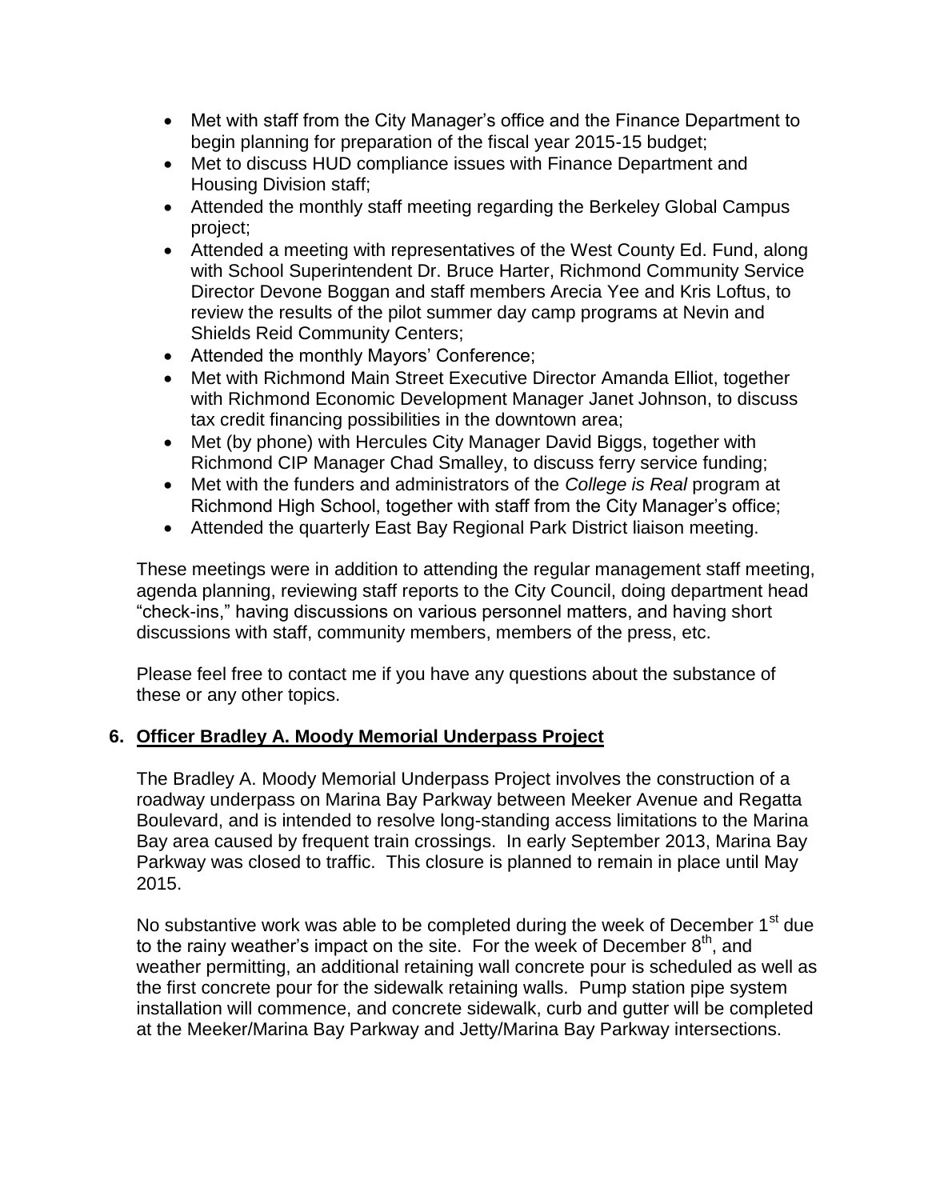- Met with staff from the City Manager's office and the Finance Department to begin planning for preparation of the fiscal year 2015-15 budget;
- Met to discuss HUD compliance issues with Finance Department and Housing Division staff;
- Attended the monthly staff meeting regarding the Berkeley Global Campus project;
- Attended a meeting with representatives of the West County Ed. Fund, along with School Superintendent Dr. Bruce Harter, Richmond Community Service Director Devone Boggan and staff members Arecia Yee and Kris Loftus, to review the results of the pilot summer day camp programs at Nevin and Shields Reid Community Centers;
- Attended the monthly Mayors' Conference;
- Met with Richmond Main Street Executive Director Amanda Elliot, together with Richmond Economic Development Manager Janet Johnson, to discuss tax credit financing possibilities in the downtown area;
- Met (by phone) with Hercules City Manager David Biggs, together with Richmond CIP Manager Chad Smalley, to discuss ferry service funding;
- Met with the funders and administrators of the *College is Real* program at Richmond High School, together with staff from the City Manager's office;
- Attended the quarterly East Bay Regional Park District liaison meeting.

These meetings were in addition to attending the regular management staff meeting, agenda planning, reviewing staff reports to the City Council, doing department head "check-ins," having discussions on various personnel matters, and having short discussions with staff, community members, members of the press, etc.

Please feel free to contact me if you have any questions about the substance of these or any other topics.

## 6. <u>Officer Bradley A. Moody Memorial Underpass Project</u>

The Bradley A. Moody Memorial Underpass Project involves the construction of a roadway underpass on Marina Bay Parkway between Meeker Avenue and Regatta Boulevard, and is intended to resolve long-standing access limitations to the Marina Bay area caused by frequent train crossings. In early September 2013, Marina Bay Parkway was closed to traffic. This closure is planned to remain in place until May 2015.

No substantive work was able to be completed during the week of December 1st due to the rainy weather's impact on the site. For the week of December 8th, and weather permitting, an additional retaining wall concrete pour is scheduled as well as the first concrete pour for the sidewalk retaining walls. Pump station pipe system installation will commence, and concrete sidewalk, curb and gutter will be completed at the Meeker/Marina Bay Parkway and Jetty/Marina Bay Parkway intersections.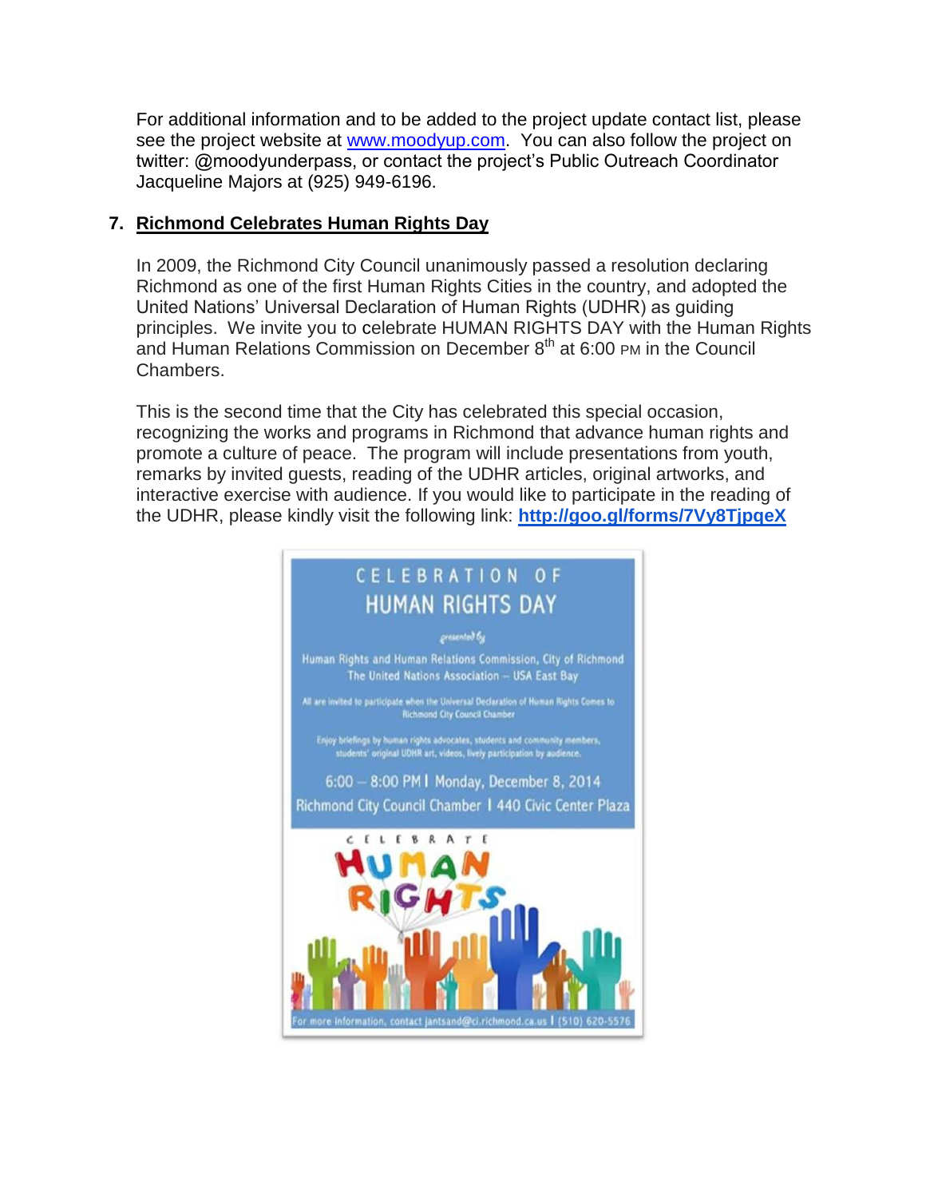For additional information and to be added to the project update contact list, please see the project website at www.moodyup.com. You can also follow the project on twitter: @moodyunderpass, or contact the project's Public Outreach Coordinator Jacqueline Majors at (925) 949-6196.

## 7. Richmond Celebrates Human Rights Day

In 2009, the Richmond City Council unanimously passed a resolution declaring Richmond as one of the first Human Rights Cities in the country, and adopted the United Nations' Universal Declaration of Human Rights (UDHR) as guiding principles. We invite you to celebrate HUMAN RIGHTS DAY with the Human Rights and Human Relations Commission on December 8th at 6:00 PM in the Council Chambers.

This is the second time that the City has celebrated this special occasion, recognizing the works and programs in Richmond that advance human rights and promote a culture of peace. The program will include presentations from youth, remarks by invited guests, reading of the UDHR articles, original artworks, and interactive exercise with audience. If you would like to participate in the reading of the UDHR, please kindly visit the following link: **http://goo.gl/forms/7Vy8TjpqeX**

CELEBRATION OF
HUMAN RIGHTS DAY

presented by

Human Rights and Human Relations Commission, City of Richmond
The United Nations Association – USA East Bay

All are invited to participate when the Universal Declaration of Human Rights Comes to Richmond City Council Chamber

Enjoy briefings by human rights advocates, students and community members, students' original UDHR art, videos, lively participation by audience.

6:00 – 8:00 PM | Monday, December 8, 2014
Richmond City Council Chamber | 440 Civic Center Plaza

CELEBRATE HUMAN RIGHTS

For more information, contact jantsand@ci.richmond.ca.us | (510) 620-5576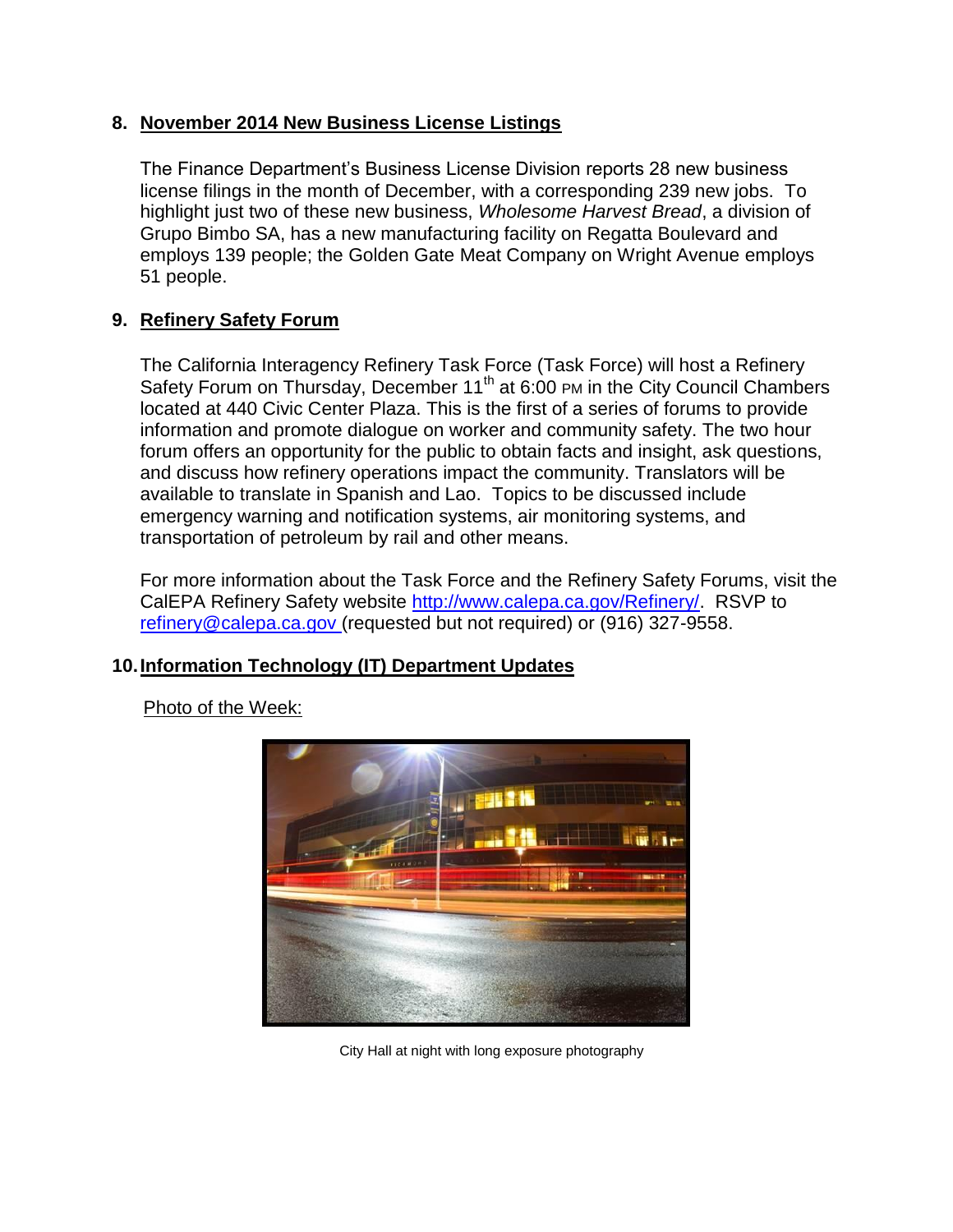## 8. November 2014 New Business License Listings

The Finance Department's Business License Division reports 28 new business license filings in the month of December, with a corresponding 239 new jobs. To highlight just two of these new business, *Wholesome Harvest Bread*, a division of Grupo Bimbo SA, has a new manufacturing facility on Regatta Boulevard and employs 139 people; the Golden Gate Meat Company on Wright Avenue employs 51 people.

## 9. Refinery Safety Forum

The California Interagency Refinery Task Force (Task Force) will host a Refinery Safety Forum on Thursday, December 11th at 6:00 PM in the City Council Chambers located at 440 Civic Center Plaza. This is the first of a series of forums to provide information and promote dialogue on worker and community safety. The two hour forum offers an opportunity for the public to obtain facts and insight, ask questions, and discuss how refinery operations impact the community. Translators will be available to translate in Spanish and Lao. Topics to be discussed include emergency warning and notification systems, air monitoring systems, and transportation of petroleum by rail and other means.

For more information about the Task Force and the Refinery Safety Forums, visit the CalEPA Refinery Safety website http://www.calepa.ca.gov/Refinery/. RSVP to refinery@calepa.ca.gov (requested but not required) or (916) 327-9558.

## 10. Information Technology (IT) Department Updates

Photo of the Week:

City Hall at night with long exposure photography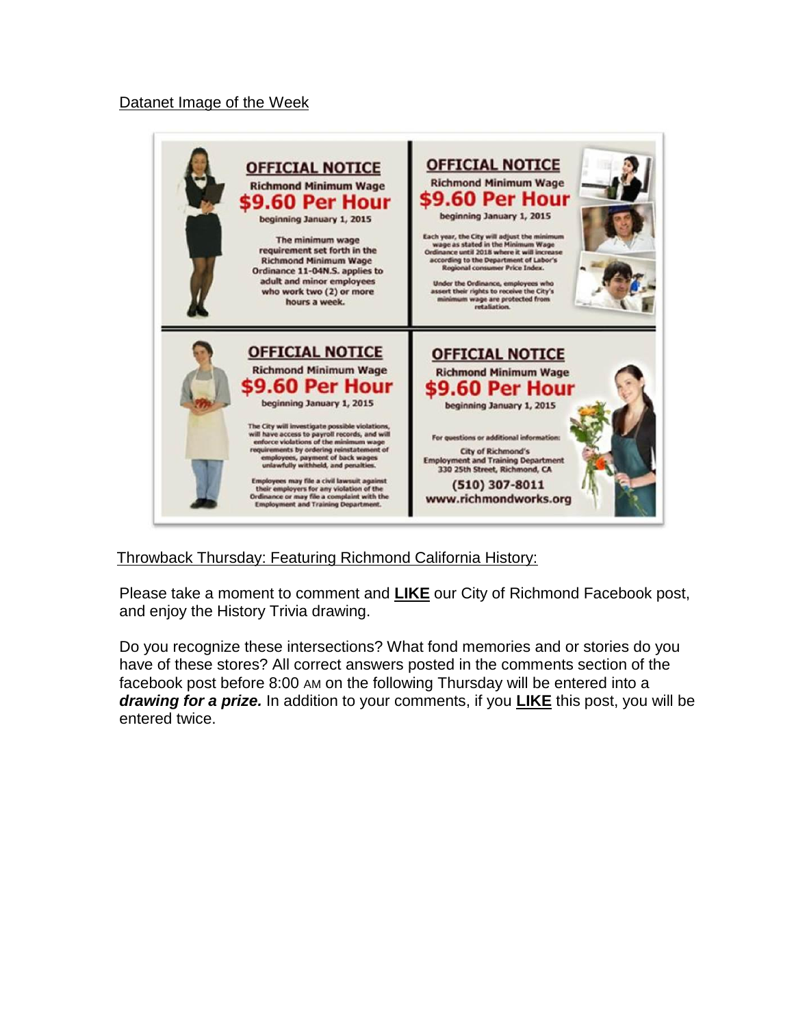Datanet Image of the Week

**OFFICIAL NOTICE**

Richmond Minimum Wage

**$9.60 Per Hour**

beginning January 1, 2015

The minimum wage requirement set forth in the Richmond Minimum Wage Ordinance 11-04N.S. applies to adult and minor employees who work two (2) or more hours a week.

**OFFICIAL NOTICE**

Richmond Minimum Wage

**$9.60 Per Hour**

beginning January 1, 2015

Each year, the City will adjust the minimum wage as stated in the Minimum Wage Ordinance until 2018 where it will increase according to the Department of Labor's Regional consumer Price Index.

Under the Ordinance, employees who assert their rights to receive the City's minimum wage are protected from retaliation.

**OFFICIAL NOTICE**

Richmond Minimum Wage

**$9.60 Per Hour**

beginning January 1, 2015

The City will investigate possible violations, will have access to payroll records, and will enforce violations of the minimum wage requirements by ordering reinstatement of employees, payment of back wages unlawfully withheld, and penalties.

Employees may file a civil lawsuit against their employers for any violation of the Ordinance or may file a complaint with the Employment and Training Department.

**OFFICIAL NOTICE**

Richmond Minimum Wage

**$9.60 Per Hour**

beginning January 1, 2015

For questions or additional information:

City of Richmond's
Employment and Training Department
330 25th Street, Richmond, CA

(510) 307-8011
www.richmondworks.org

Throwback Thursday: Featuring Richmond California History:

Please take a moment to comment and **LIKE** our City of Richmond Facebook post, and enjoy the History Trivia drawing.

Do you recognize these intersections? What fond memories and or stories do you have of these stores? All correct answers posted in the comments section of the facebook post before 8:00 AM on the following Thursday will be entered into a ***drawing for a prize.*** In addition to your comments, if you **LIKE** this post, you will be entered twice.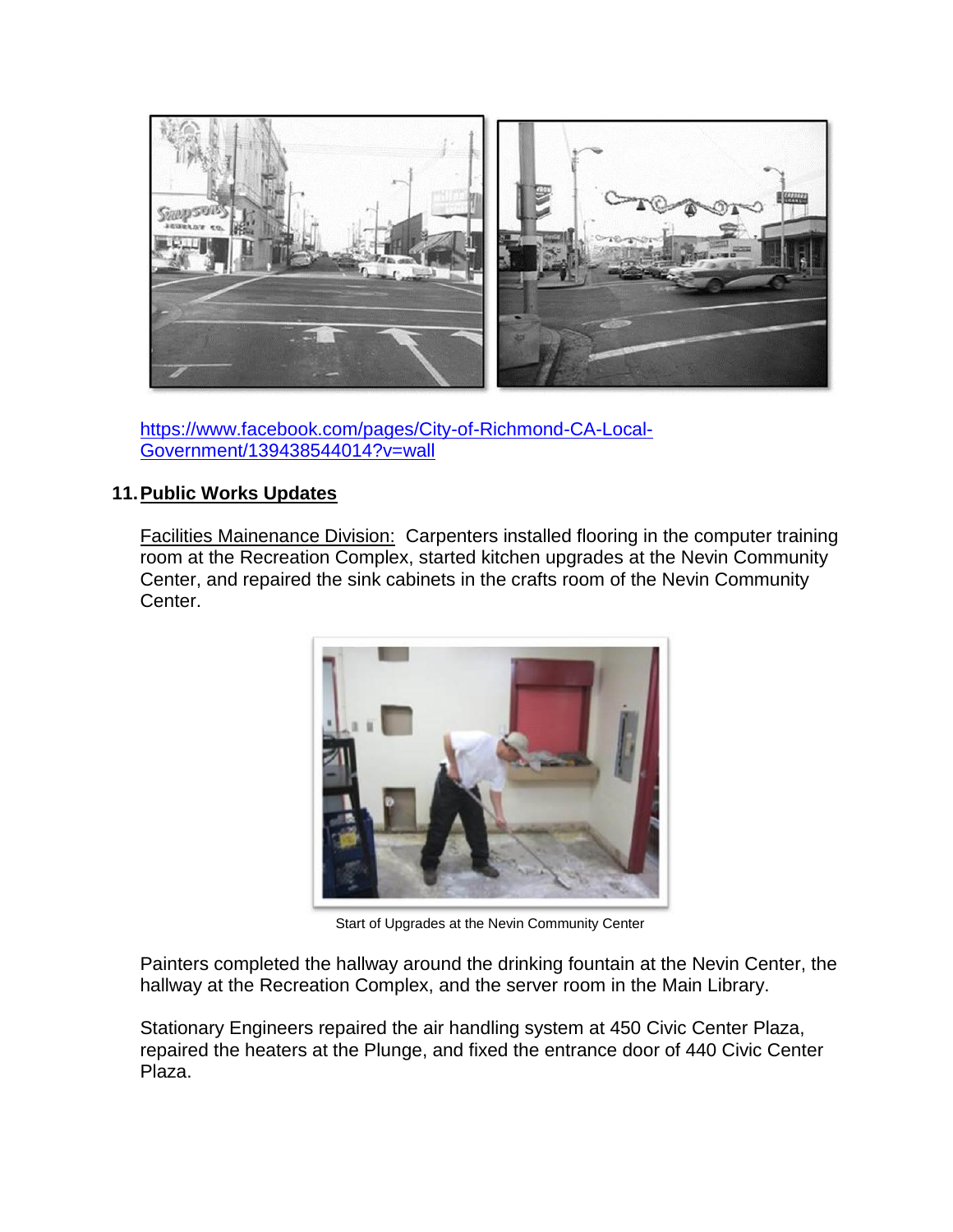https://www.facebook.com/pages/City-of-Richmond-CA-Local-Government/139438544014?v=wall

## 11. Public Works Updates

Facilities Mainenance Division: Carpenters installed flooring in the computer training room at the Recreation Complex, started kitchen upgrades at the Nevin Community Center, and repaired the sink cabinets in the crafts room of the Nevin Community Center.

Start of Upgrades at the Nevin Community Center

Painters completed the hallway around the drinking fountain at the Nevin Center, the hallway at the Recreation Complex, and the server room in the Main Library.

Stationary Engineers repaired the air handling system at 450 Civic Center Plaza, repaired the heaters at the Plunge, and fixed the entrance door of 440 Civic Center Plaza.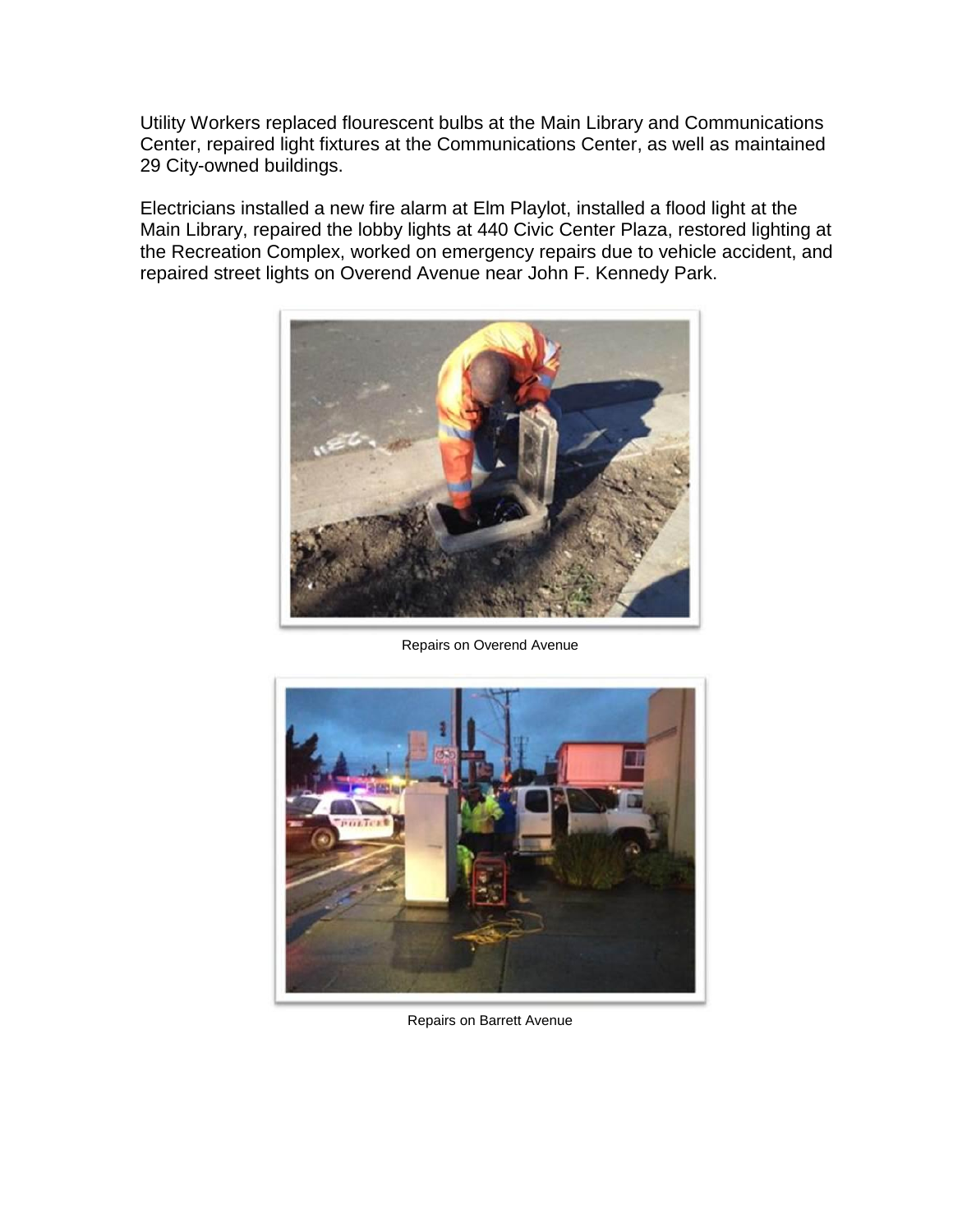Utility Workers replaced flourescent bulbs at the Main Library and Communications Center, repaired light fixtures at the Communications Center, as well as maintained 29 City-owned buildings.

Electricians installed a new fire alarm at Elm Playlot, installed a flood light at the Main Library, repaired the lobby lights at 440 Civic Center Plaza, restored lighting at the Recreation Complex, worked on emergency repairs due to vehicle accident, and repaired street lights on Overend Avenue near John F. Kennedy Park.

Repairs on Overend Avenue

Repairs on Barrett Avenue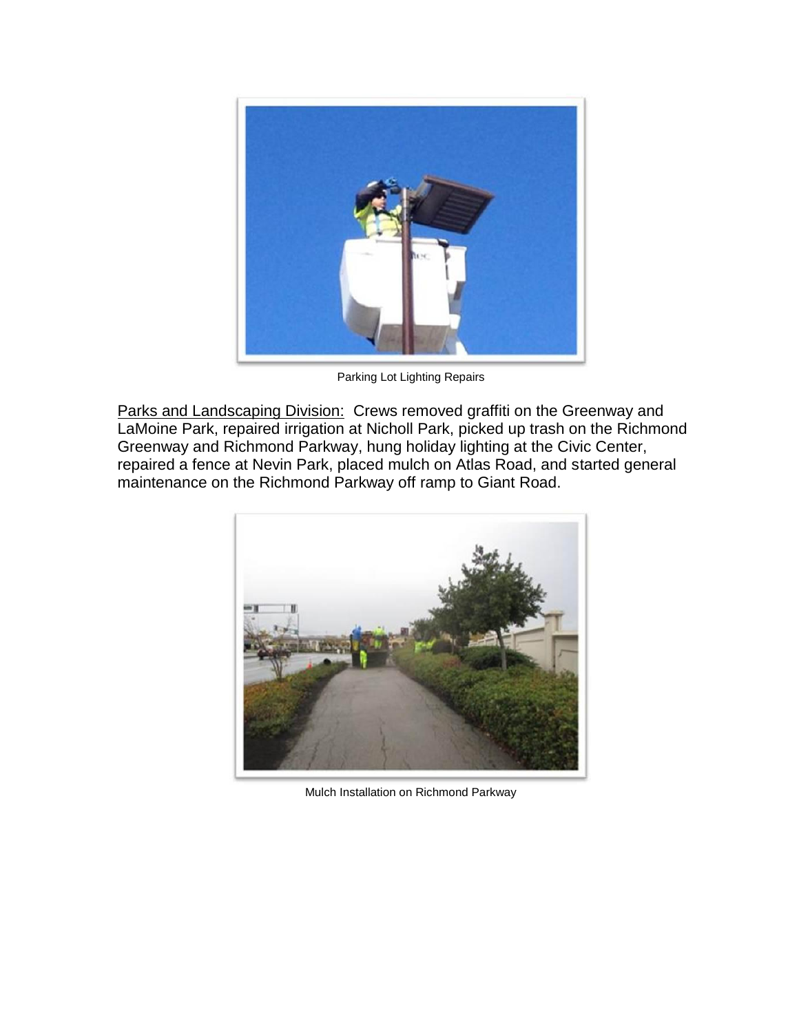Parking Lot Lighting Repairs

Parks and Landscaping Division: Crews removed graffiti on the Greenway and LaMoine Park, repaired irrigation at Nicholl Park, picked up trash on the Richmond Greenway and Richmond Parkway, hung holiday lighting at the Civic Center, repaired a fence at Nevin Park, placed mulch on Atlas Road, and started general maintenance on the Richmond Parkway off ramp to Giant Road.

Mulch Installation on Richmond Parkway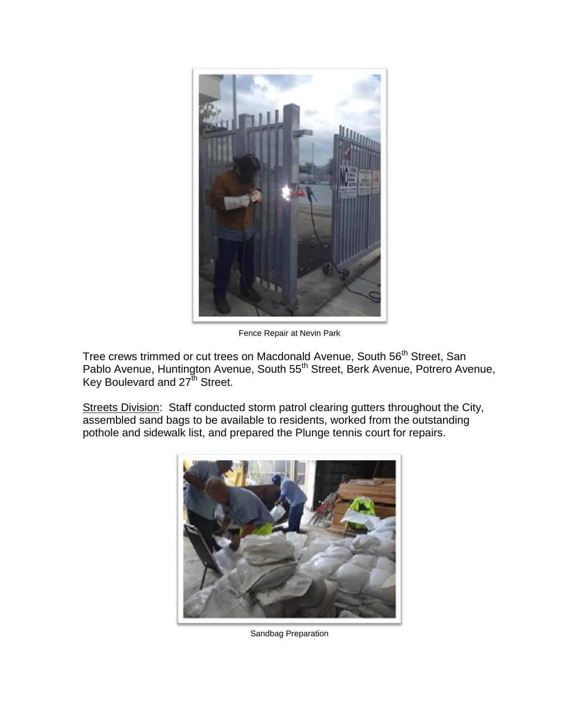Fence Repair at Nevin Park

Tree crews trimmed or cut trees on Macdonald Avenue, South 56th Street, San Pablo Avenue, Huntington Avenue, South 55th Street, Berk Avenue, Potrero Avenue, Key Boulevard and 27th Street.

Streets Division: Staff conducted storm patrol clearing gutters throughout the City, assembled sand bags to be available to residents, worked from the outstanding pothole and sidewalk list, and prepared the Plunge tennis court for repairs.

Sandbag Preparation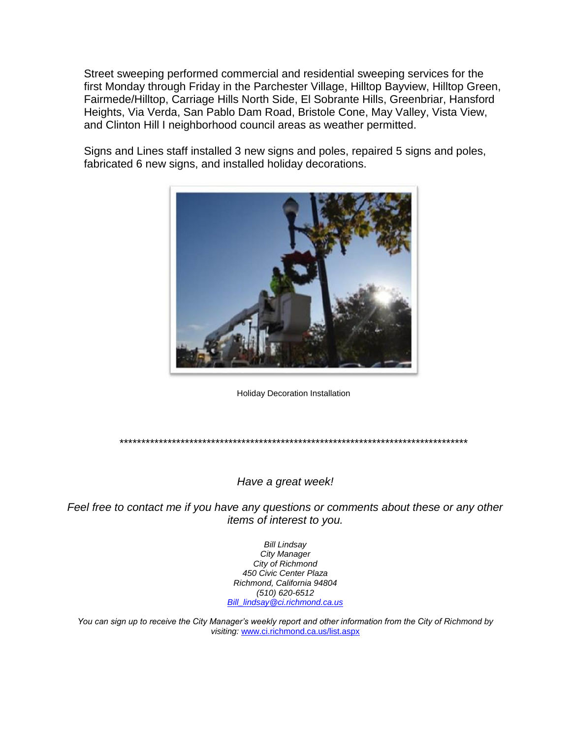Street sweeping performed commercial and residential sweeping services for the first Monday through Friday in the Parchester Village, Hilltop Bayview, Hilltop Green, Fairmede/Hilltop, Carriage Hills North Side, El Sobrante Hills, Greenbriar, Hansford Heights, Via Verda, San Pablo Dam Road, Bristole Cone, May Valley, Vista View, and Clinton Hill I neighborhood council areas as weather permitted.

Signs and Lines staff installed 3 new signs and poles, repaired 5 signs and poles, fabricated 6 new signs, and installed holiday decorations.

Holiday Decoration Installation

*************************************************************************************

*Have a great week!*

*Feel free to contact me if you have any questions or comments about these or any other items of interest to you.*

*Bill Lindsay*
*City Manager*
*City of Richmond*
*450 Civic Center Plaza*
*Richmond, California 94804*
*(510) 620-6512*
*Bill_lindsay@ci.richmond.ca.us*

*You can sign up to receive the City Manager's weekly report and other information from the City of Richmond by visiting:* www.ci.richmond.ca.us/list.aspx